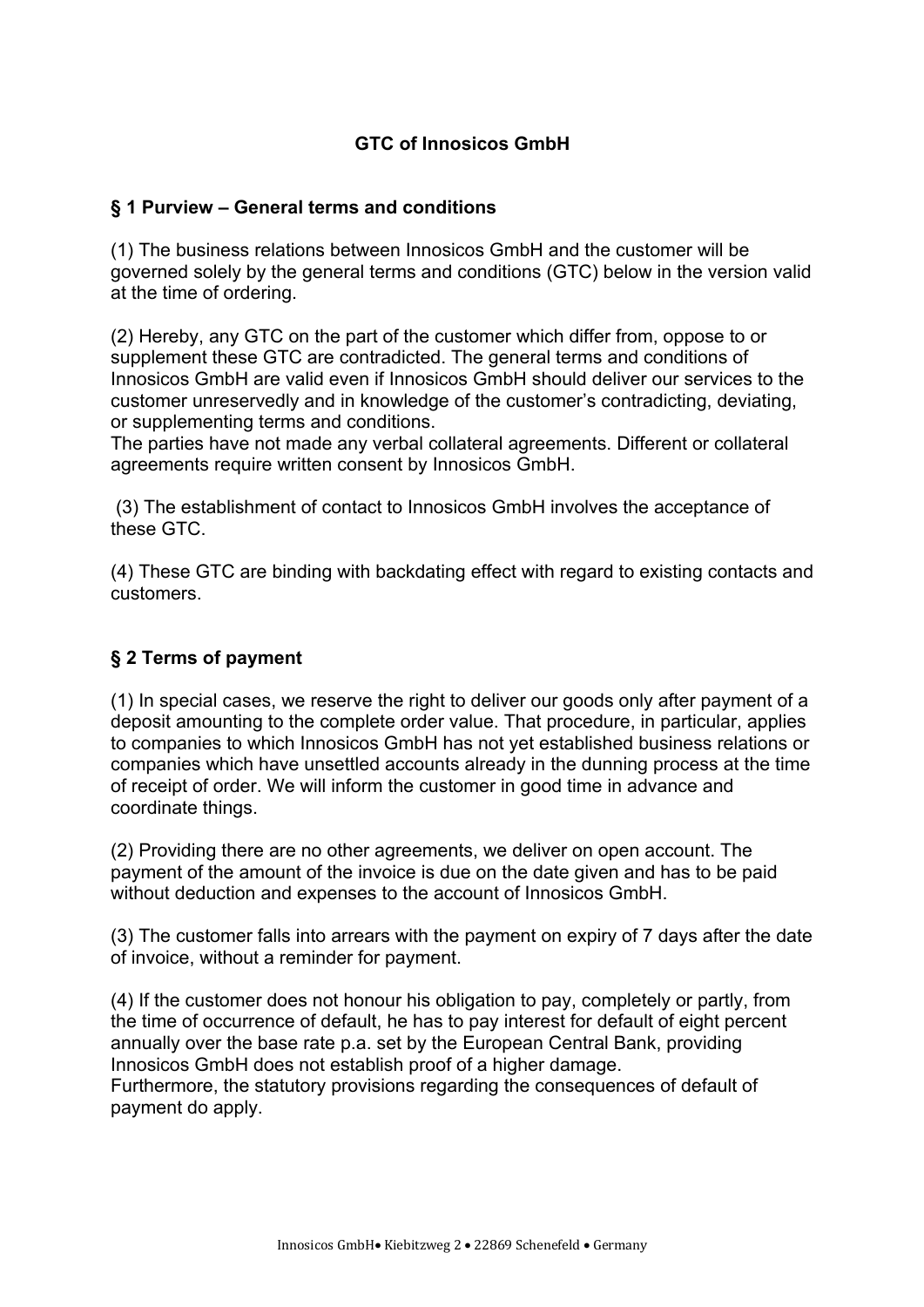# GTC of Innosicos GmbH

## § 1 Purview – General terms and conditions

(1) The business relations between Innosicos GmbH and the customer will be governed solely by the general terms and conditions (GTC) below in the version valid at the time of ordering.

(2) Hereby, any GTC on the part of the customer which differ from, oppose to or supplement these GTC are contradicted. The general terms and conditions of Innosicos GmbH are valid even if Innosicos GmbH should deliver our services to the customer unreservedly and in knowledge of the customer's contradicting, deviating, or supplementing terms and conditions.
The parties have not made any verbal collateral agreements. Different or collateral agreements require written consent by Innosicos GmbH.

(3) The establishment of contact to Innosicos GmbH involves the acceptance of these GTC.

(4) These GTC are binding with backdating effect with regard to existing contacts and customers.

## § 2 Terms of payment

(1) In special cases, we reserve the right to deliver our goods only after payment of a deposit amounting to the complete order value. That procedure, in particular, applies to companies to which Innosicos GmbH has not yet established business relations or companies which have unsettled accounts already in the dunning process at the time of receipt of order. We will inform the customer in good time in advance and coordinate things.

(2) Providing there are no other agreements, we deliver on open account. The payment of the amount of the invoice is due on the date given and has to be paid without deduction and expenses to the account of Innosicos GmbH.

(3) The customer falls into arrears with the payment on expiry of 7 days after the date of invoice, without a reminder for payment.

(4) If the customer does not honour his obligation to pay, completely or partly, from the time of occurrence of default, he has to pay interest for default of eight percent annually over the base rate p.a. set by the European Central Bank, providing Innosicos GmbH does not establish proof of a higher damage.
Furthermore, the statutory provisions regarding the consequences of default of payment do apply.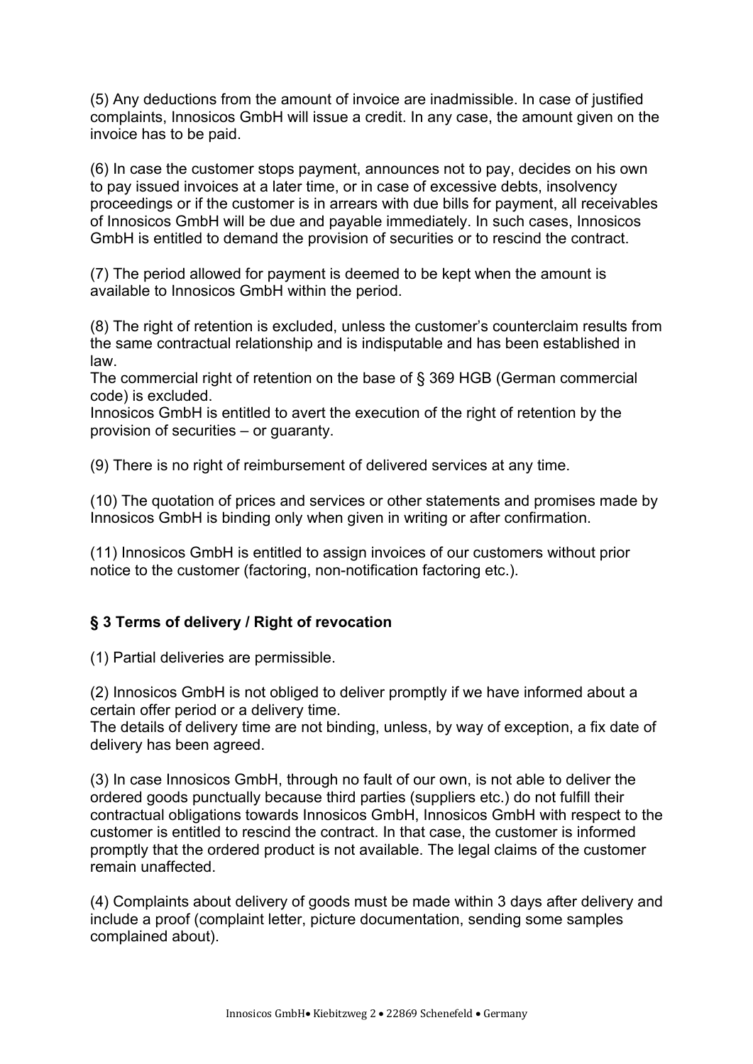(5) Any deductions from the amount of invoice are inadmissible. In case of justified complaints, Innosicos GmbH will issue a credit. In any case, the amount given on the invoice has to be paid.

(6) In case the customer stops payment, announces not to pay, decides on his own to pay issued invoices at a later time, or in case of excessive debts, insolvency proceedings or if the customer is in arrears with due bills for payment, all receivables of Innosicos GmbH will be due and payable immediately. In such cases, Innosicos GmbH is entitled to demand the provision of securities or to rescind the contract.

(7) The period allowed for payment is deemed to be kept when the amount is available to Innosicos GmbH within the period.

(8) The right of retention is excluded, unless the customer's counterclaim results from the same contractual relationship and is indisputable and has been established in law.
The commercial right of retention on the base of § 369 HGB (German commercial code) is excluded.
Innosicos GmbH is entitled to avert the execution of the right of retention by the provision of securities – or guaranty.

(9) There is no right of reimbursement of delivered services at any time.

(10) The quotation of prices and services or other statements and promises made by Innosicos GmbH is binding only when given in writing or after confirmation.

(11) Innosicos GmbH is entitled to assign invoices of our customers without prior notice to the customer (factoring, non-notification factoring etc.).

### § 3 Terms of delivery / Right of revocation

(1) Partial deliveries are permissible.

(2) Innosicos GmbH is not obliged to deliver promptly if we have informed about a certain offer period or a delivery time.
The details of delivery time are not binding, unless, by way of exception, a fix date of delivery has been agreed.

(3) In case Innosicos GmbH, through no fault of our own, is not able to deliver the ordered goods punctually because third parties (suppliers etc.) do not fulfill their contractual obligations towards Innosicos GmbH, Innosicos GmbH with respect to the customer is entitled to rescind the contract. In that case, the customer is informed promptly that the ordered product is not available. The legal claims of the customer remain unaffected.

(4) Complaints about delivery of goods must be made within 3 days after delivery and include a proof (complaint letter, picture documentation, sending some samples complained about).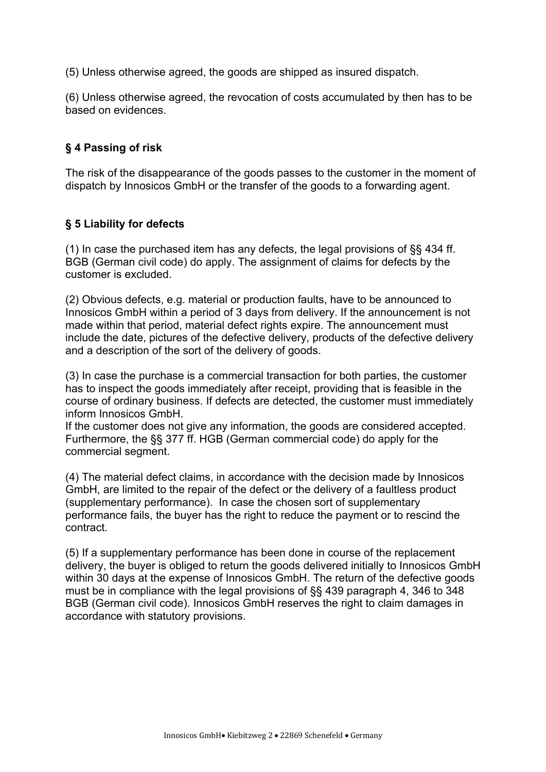(5) Unless otherwise agreed, the goods are shipped as insured dispatch.

(6) Unless otherwise agreed, the revocation of costs accumulated by then has to be based on evidences.

### § 4 Passing of risk

The risk of the disappearance of the goods passes to the customer in the moment of dispatch by Innosicos GmbH or the transfer of the goods to a forwarding agent.

### § 5 Liability for defects

(1) In case the purchased item has any defects, the legal provisions of §§ 434 ff. BGB (German civil code) do apply. The assignment of claims for defects by the customer is excluded.

(2) Obvious defects, e.g. material or production faults, have to be announced to Innosicos GmbH within a period of 3 days from delivery. If the announcement is not made within that period, material defect rights expire. The announcement must include the date, pictures of the defective delivery, products of the defective delivery and a description of the sort of the delivery of goods.

(3) In case the purchase is a commercial transaction for both parties, the customer has to inspect the goods immediately after receipt, providing that is feasible in the course of ordinary business. If defects are detected, the customer must immediately inform Innosicos GmbH.
If the customer does not give any information, the goods are considered accepted. Furthermore, the §§ 377 ff. HGB (German commercial code) do apply for the commercial segment.

(4) The material defect claims, in accordance with the decision made by Innosicos GmbH, are limited to the repair of the defect or the delivery of a faultless product (supplementary performance). In case the chosen sort of supplementary performance fails, the buyer has the right to reduce the payment or to rescind the contract.

(5) If a supplementary performance has been done in course of the replacement delivery, the buyer is obliged to return the goods delivered initially to Innosicos GmbH within 30 days at the expense of Innosicos GmbH. The return of the defective goods must be in compliance with the legal provisions of §§ 439 paragraph 4, 346 to 348 BGB (German civil code). Innosicos GmbH reserves the right to claim damages in accordance with statutory provisions.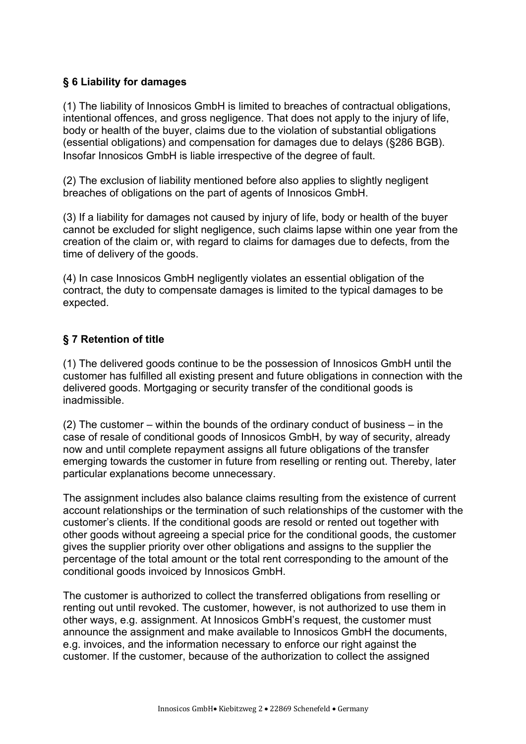## § 6 Liability for damages

(1) The liability of Innosicos GmbH is limited to breaches of contractual obligations, intentional offences, and gross negligence. That does not apply to the injury of life, body or health of the buyer, claims due to the violation of substantial obligations (essential obligations) and compensation for damages due to delays (§286 BGB). Insofar Innosicos GmbH is liable irrespective of the degree of fault.

(2) The exclusion of liability mentioned before also applies to slightly negligent breaches of obligations on the part of agents of Innosicos GmbH.

(3) If a liability for damages not caused by injury of life, body or health of the buyer cannot be excluded for slight negligence, such claims lapse within one year from the creation of the claim or, with regard to claims for damages due to defects, from the time of delivery of the goods.

(4) In case Innosicos GmbH negligently violates an essential obligation of the contract, the duty to compensate damages is limited to the typical damages to be expected.

## § 7 Retention of title

(1) The delivered goods continue to be the possession of Innosicos GmbH until the customer has fulfilled all existing present and future obligations in connection with the delivered goods. Mortgaging or security transfer of the conditional goods is inadmissible.

(2) The customer – within the bounds of the ordinary conduct of business – in the case of resale of conditional goods of Innosicos GmbH, by way of security, already now and until complete repayment assigns all future obligations of the transfer emerging towards the customer in future from reselling or renting out. Thereby, later particular explanations become unnecessary.

The assignment includes also balance claims resulting from the existence of current account relationships or the termination of such relationships of the customer with the customer's clients. If the conditional goods are resold or rented out together with other goods without agreeing a special price for the conditional goods, the customer gives the supplier priority over other obligations and assigns to the supplier the percentage of the total amount or the total rent corresponding to the amount of the conditional goods invoiced by Innosicos GmbH.

The customer is authorized to collect the transferred obligations from reselling or renting out until revoked. The customer, however, is not authorized to use them in other ways, e.g. assignment. At Innosicos GmbH's request, the customer must announce the assignment and make available to Innosicos GmbH the documents, e.g. invoices, and the information necessary to enforce our right against the customer. If the customer, because of the authorization to collect the assigned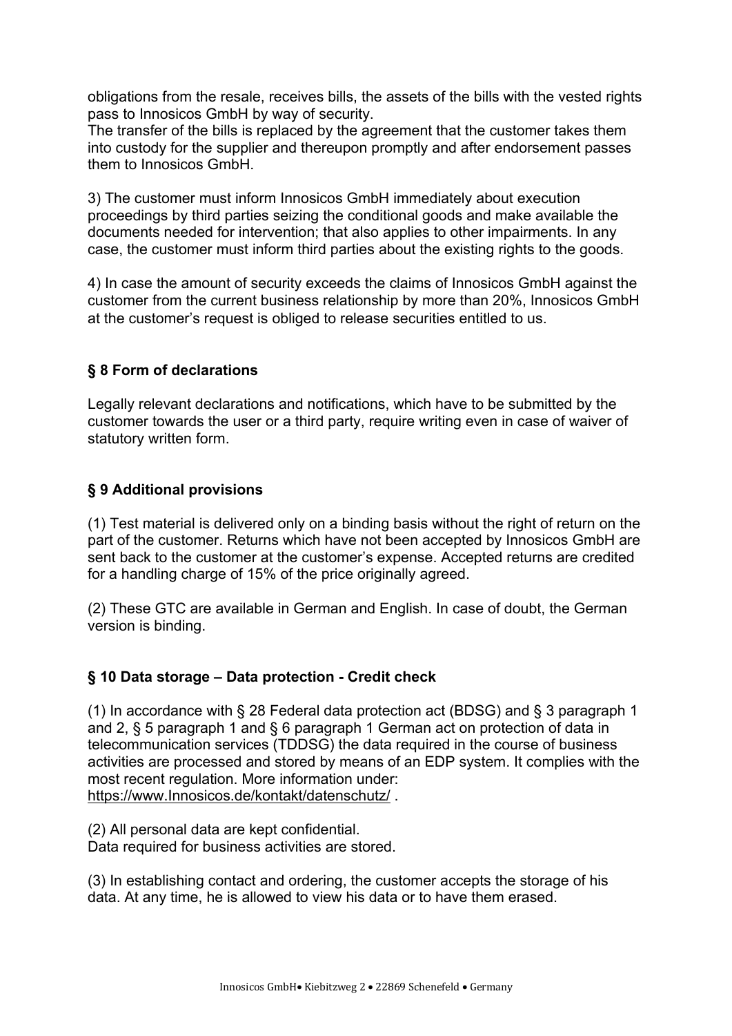obligations from the resale, receives bills, the assets of the bills with the vested rights pass to Innosicos GmbH by way of security.
The transfer of the bills is replaced by the agreement that the customer takes them into custody for the supplier and thereupon promptly and after endorsement passes them to Innosicos GmbH.

3) The customer must inform Innosicos GmbH immediately about execution proceedings by third parties seizing the conditional goods and make available the documents needed for intervention; that also applies to other impairments. In any case, the customer must inform third parties about the existing rights to the goods.

4) In case the amount of security exceeds the claims of Innosicos GmbH against the customer from the current business relationship by more than 20%, Innosicos GmbH at the customer's request is obliged to release securities entitled to us.

### § 8 Form of declarations

Legally relevant declarations and notifications, which have to be submitted by the customer towards the user or a third party, require writing even in case of waiver of statutory written form.

### § 9 Additional provisions

(1) Test material is delivered only on a binding basis without the right of return on the part of the customer. Returns which have not been accepted by Innosicos GmbH are sent back to the customer at the customer's expense. Accepted returns are credited for a handling charge of 15% of the price originally agreed.

(2) These GTC are available in German and English. In case of doubt, the German version is binding.

### § 10 Data storage – Data protection - Credit check

(1) In accordance with § 28 Federal data protection act (BDSG) and § 3 paragraph 1 and 2, § 5 paragraph 1 and § 6 paragraph 1 German act on protection of data in telecommunication services (TDDSG) the data required in the course of business activities are processed and stored by means of an EDP system. It complies with the most recent regulation. More information under:
https://www.Innosicos.de/kontakt/datenschutz/ .

(2) All personal data are kept confidential.
Data required for business activities are stored.

(3) In establishing contact and ordering, the customer accepts the storage of his data. At any time, he is allowed to view his data or to have them erased.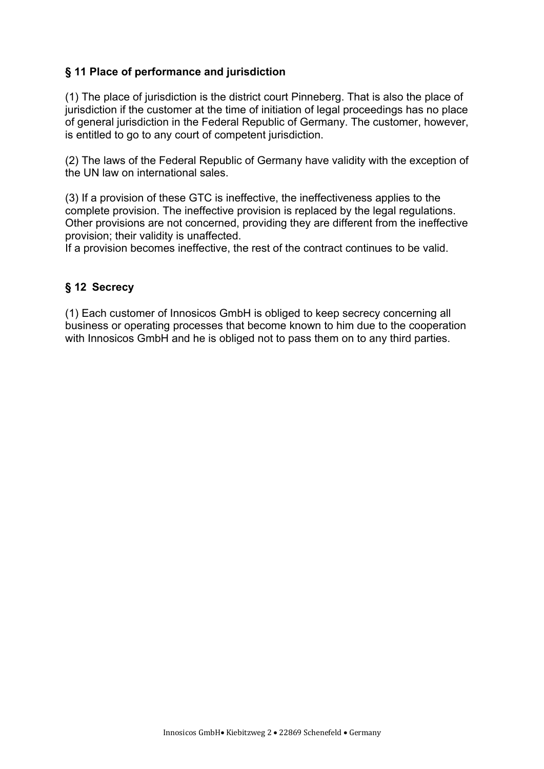### § 11 Place of performance and jurisdiction

(1) The place of jurisdiction is the district court Pinneberg. That is also the place of jurisdiction if the customer at the time of initiation of legal proceedings has no place of general jurisdiction in the Federal Republic of Germany. The customer, however, is entitled to go to any court of competent jurisdiction.

(2) The laws of the Federal Republic of Germany have validity with the exception of the UN law on international sales.

(3) If a provision of these GTC is ineffective, the ineffectiveness applies to the complete provision. The ineffective provision is replaced by the legal regulations. Other provisions are not concerned, providing they are different from the ineffective provision; their validity is unaffected.
If a provision becomes ineffective, the rest of the contract continues to be valid.

### § 12 Secrecy

(1) Each customer of Innosicos GmbH is obliged to keep secrecy concerning all business or operating processes that become known to him due to the cooperation with Innosicos GmbH and he is obliged not to pass them on to any third parties.